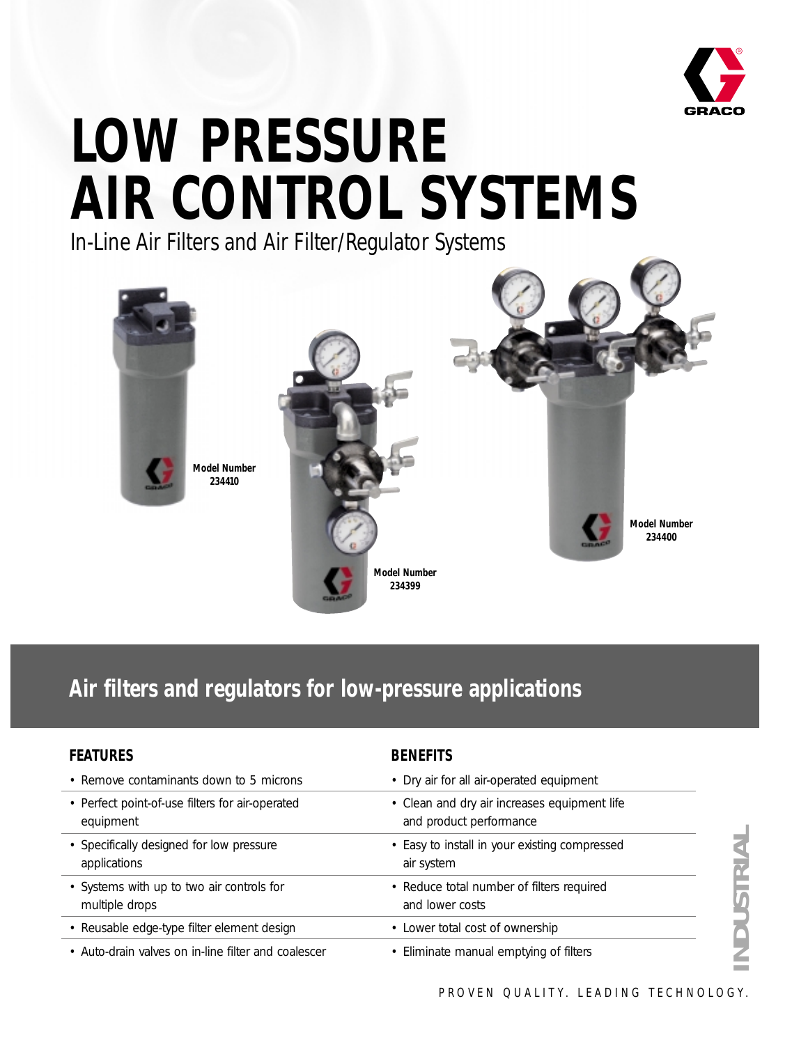# LOW PRESSURE AIR CONTROL SYSTEMS

In-Line Air Filters and Air Filter/Regulator Systems

**Model Number 234410**

**Model Number 234399**

**Model Number 234400**

## Air filters and regulators for low-pressure applications

| FEATURES | BENEFITS |
|---|---|
| • Remove contaminants down to 5 microns | • Dry air for all air-operated equipment |
| • Perfect point-of-use filters for air-operated equipment | • Clean and dry air increases equipment life and product performance |
| • Specifically designed for low pressure applications | • Easy to install in your existing compressed air system |
| • Systems with up to two air controls for multiple drops | • Reduce total number of filters required and lower costs |
| • Reusable edge-type filter element design | • Lower total cost of ownership |
| • Auto-drain valves on in-line filter and coalescer | • Eliminate manual emptying of filters |

INDUSTRIAL

PROVEN QUALITY. LEADING TECHNOLOGY.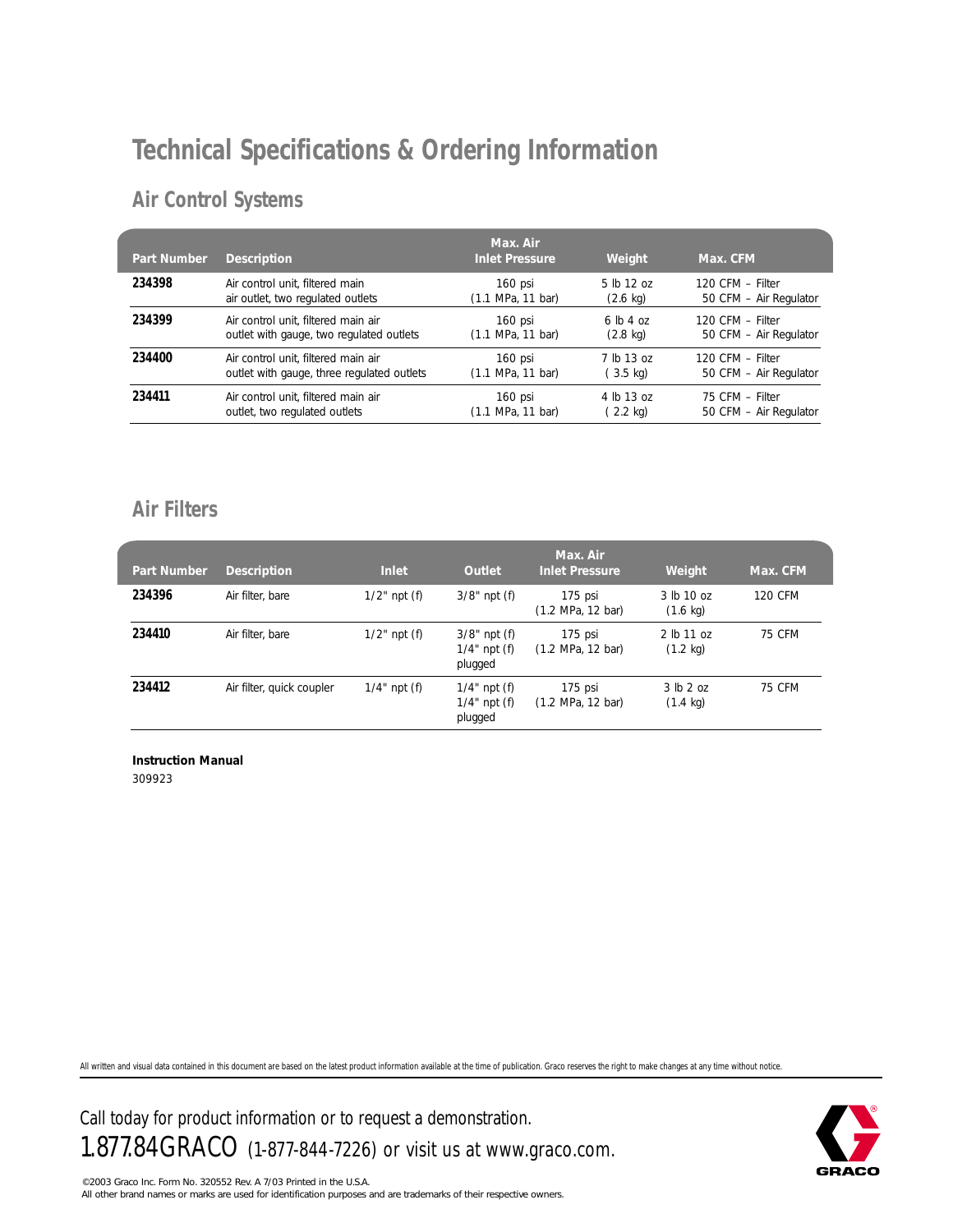# Technical Specifications & Ordering Information

## Air Control Systems

| Part Number | Description | Max. Air Inlet Pressure | Weight | Max. CFM |
|---|---|---|---|---|
| **234398** | Air control unit, filtered main air outlet, two regulated outlets | 160 psi (1.1 MPa, 11 bar) | 5 lb 12 oz (2.6 kg) | 120 CFM – Filter<br>50 CFM – Air Regulator |
| **234399** | Air control unit, filtered main air outlet with gauge, two regulated outlets | 160 psi (1.1 MPa, 11 bar) | 6 lb 4 oz (2.8 kg) | 120 CFM – Filter<br>50 CFM – Air Regulator |
| **234400** | Air control unit, filtered main air outlet with gauge, three regulated outlets | 160 psi (1.1 MPa, 11 bar) | 7 lb 13 oz (3.5 kg) | 120 CFM – Filter<br>50 CFM – Air Regulator |
| **234411** | Air control unit, filtered main air outlet, two regulated outlets | 160 psi (1.1 MPa, 11 bar) | 4 lb 13 oz (2.2 kg) | 75 CFM – Filter<br>50 CFM – Air Regulator |

## Air Filters

| Part Number | Description | Inlet | Outlet | Max. Air Inlet Pressure | Weight | Max. CFM |
|---|---|---|---|---|---|---|
| **234396** | Air filter, bare | 1/2" npt (f) | 3/8" npt (f) | 175 psi (1.2 MPa, 12 bar) | 3 lb 10 oz (1.6 kg) | 120 CFM |
| **234410** | Air filter, bare | 1/2" npt (f) | 3/8" npt (f)<br>1/4" npt (f) plugged | 175 psi (1.2 MPa, 12 bar) | 2 lb 11 oz (1.2 kg) | 75 CFM |
| **234412** | Air filter, quick coupler | 1/4" npt (f) | 1/4" npt (f)<br>1/4" npt (f) plugged | 175 psi (1.2 MPa, 12 bar) | 3 lb 2 oz (1.4 kg) | 75 CFM |

**Instruction Manual**
309923

All written and visual data contained in this document are based on the latest product information available at the time of publication. Graco reserves the right to make changes at any time without notice.

Call today for product information or to request a demonstration.
1.877.84GRACO (1-877-844-7226) or visit us at www.graco.com.

©2003 Graco Inc. Form No. 320552 Rev. A 7/03 Printed in the U.S.A.
All other brand names or marks are used for identification purposes and are trademarks of their respective owners.

GRACO